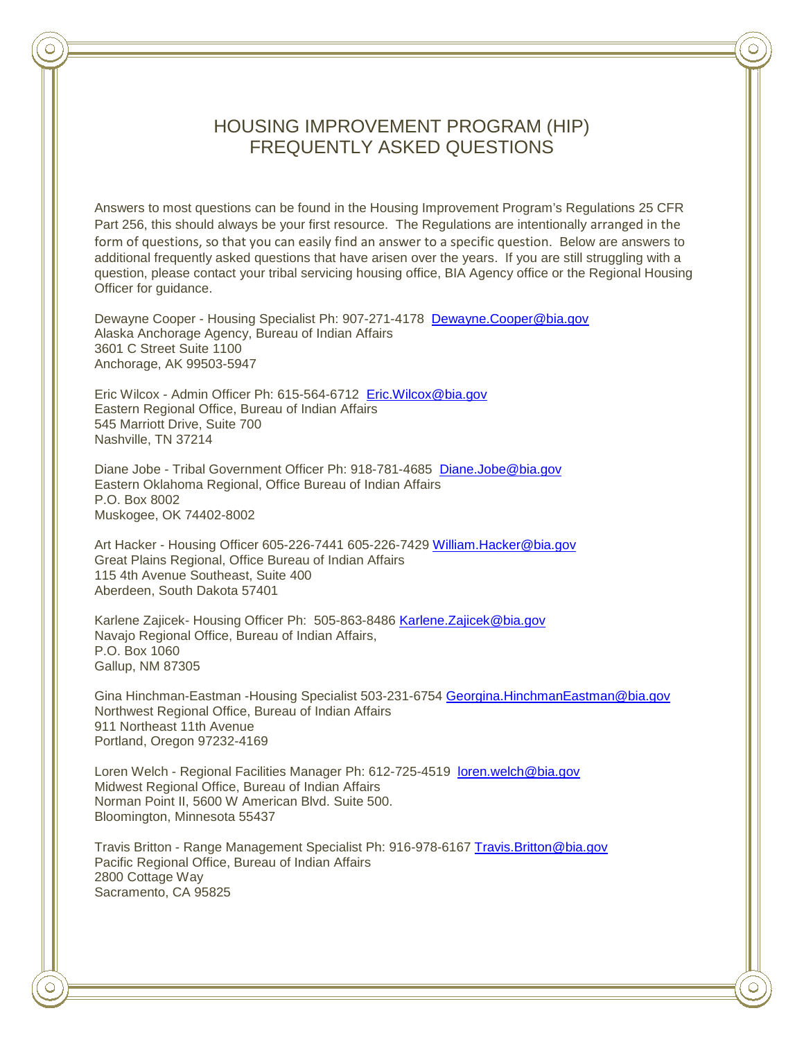# HOUSING IMPROVEMENT PROGRAM (HIP)
# FREQUENTLY ASKED QUESTIONS

Answers to most questions can be found in the Housing Improvement Program's Regulations 25 CFR Part 256, this should always be your first resource. The Regulations are intentionally arranged in the form of questions, so that you can easily find an answer to a specific question. Below are answers to additional frequently asked questions that have arisen over the years. If you are still struggling with a question, please contact your tribal servicing housing office, BIA Agency office or the Regional Housing Officer for guidance.

Dewayne Cooper - Housing Specialist Ph: 907-271-4178 Dewayne.Cooper@bia.gov
Alaska Anchorage Agency, Bureau of Indian Affairs
3601 C Street Suite 1100
Anchorage, AK 99503-5947

Eric Wilcox - Admin Officer Ph: 615-564-6712 Eric.Wilcox@bia.gov
Eastern Regional Office, Bureau of Indian Affairs
545 Marriott Drive, Suite 700
Nashville, TN 37214

Diane Jobe - Tribal Government Officer Ph: 918-781-4685 Diane.Jobe@bia.gov
Eastern Oklahoma Regional, Office Bureau of Indian Affairs
P.O. Box 8002
Muskogee, OK 74402-8002

Art Hacker - Housing Officer 605-226-7441 605-226-7429 William.Hacker@bia.gov
Great Plains Regional, Office Bureau of Indian Affairs
115 4th Avenue Southeast, Suite 400
Aberdeen, South Dakota 57401

Karlene Zajicek- Housing Officer Ph: 505-863-8486 Karlene.Zajicek@bia.gov
Navajo Regional Office, Bureau of Indian Affairs,
P.O. Box 1060
Gallup, NM 87305

Gina Hinchman-Eastman -Housing Specialist 503-231-6754 Georgina.HinchmanEastman@bia.gov
Northwest Regional Office, Bureau of Indian Affairs
911 Northeast 11th Avenue
Portland, Oregon 97232-4169

Loren Welch - Regional Facilities Manager Ph: 612-725-4519 loren.welch@bia.gov
Midwest Regional Office, Bureau of Indian Affairs
Norman Point II, 5600 W American Blvd. Suite 500.
Bloomington, Minnesota 55437

Travis Britton - Range Management Specialist Ph: 916-978-6167 Travis.Britton@bia.gov
Pacific Regional Office, Bureau of Indian Affairs
2800 Cottage Way
Sacramento, CA 95825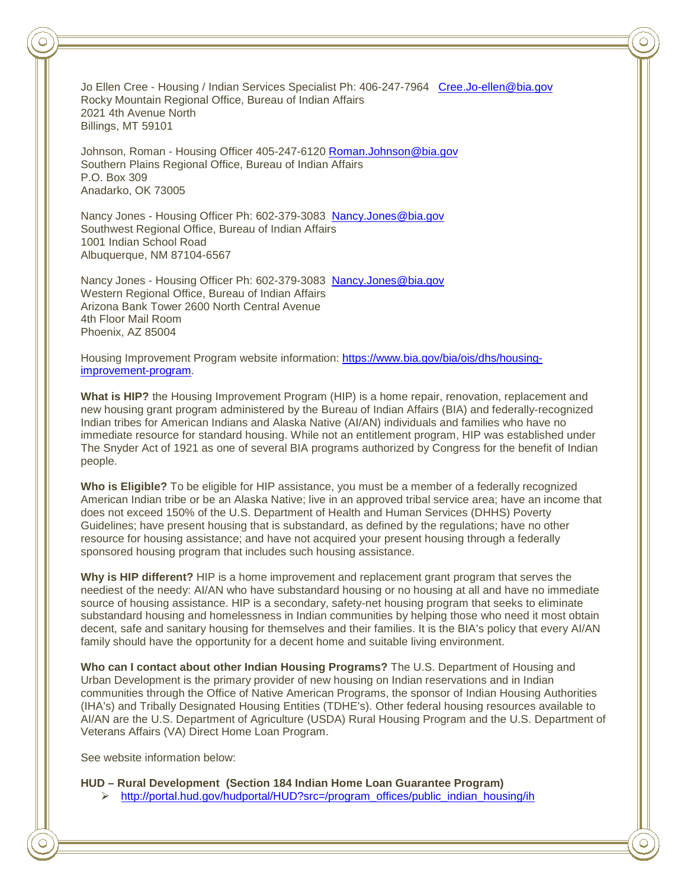Jo Ellen Cree - Housing / Indian Services Specialist Ph: 406-247-7964 Cree.Jo-ellen@bia.gov
Rocky Mountain Regional Office, Bureau of Indian Affairs
2021 4th Avenue North
Billings, MT 59101

Johnson, Roman - Housing Officer 405-247-6120 Roman.Johnson@bia.gov
Southern Plains Regional Office, Bureau of Indian Affairs
P.O. Box 309
Anadarko, OK 73005

Nancy Jones - Housing Officer Ph: 602-379-3083 Nancy.Jones@bia.gov
Southwest Regional Office, Bureau of Indian Affairs
1001 Indian School Road
Albuquerque, NM 87104-6567

Nancy Jones - Housing Officer Ph: 602-379-3083 Nancy.Jones@bia.gov
Western Regional Office, Bureau of Indian Affairs
Arizona Bank Tower 2600 North Central Avenue
4th Floor Mail Room
Phoenix, AZ 85004

Housing Improvement Program website information: https://www.bia.gov/bia/ois/dhs/housing-improvement-program.

**What is HIP?** the Housing Improvement Program (HIP) is a home repair, renovation, replacement and new housing grant program administered by the Bureau of Indian Affairs (BIA) and federally-recognized Indian tribes for American Indians and Alaska Native (AI/AN) individuals and families who have no immediate resource for standard housing. While not an entitlement program, HIP was established under The Snyder Act of 1921 as one of several BIA programs authorized by Congress for the benefit of Indian people.

**Who is Eligible?** To be eligible for HIP assistance, you must be a member of a federally recognized American Indian tribe or be an Alaska Native; live in an approved tribal service area; have an income that does not exceed 150% of the U.S. Department of Health and Human Services (DHHS) Poverty Guidelines; have present housing that is substandard, as defined by the regulations; have no other resource for housing assistance; and have not acquired your present housing through a federally sponsored housing program that includes such housing assistance.

**Why is HIP different?** HIP is a home improvement and replacement grant program that serves the neediest of the needy: AI/AN who have substandard housing or no housing at all and have no immediate source of housing assistance. HIP is a secondary, safety-net housing program that seeks to eliminate substandard housing and homelessness in Indian communities by helping those who need it most obtain decent, safe and sanitary housing for themselves and their families. It is the BIA's policy that every AI/AN family should have the opportunity for a decent home and suitable living environment.

**Who can I contact about other Indian Housing Programs?** The U.S. Department of Housing and Urban Development is the primary provider of new housing on Indian reservations and in Indian communities through the Office of Native American Programs, the sponsor of Indian Housing Authorities (IHA's) and Tribally Designated Housing Entities (TDHE's). Other federal housing resources available to AI/AN are the U.S. Department of Agriculture (USDA) Rural Housing Program and the U.S. Department of Veterans Affairs (VA) Direct Home Loan Program.

See website information below:

**HUD – Rural Development (Section 184 Indian Home Loan Guarantee Program)**

- http://portal.hud.gov/hudportal/HUD?src=/program_offices/public_indian_housing/ih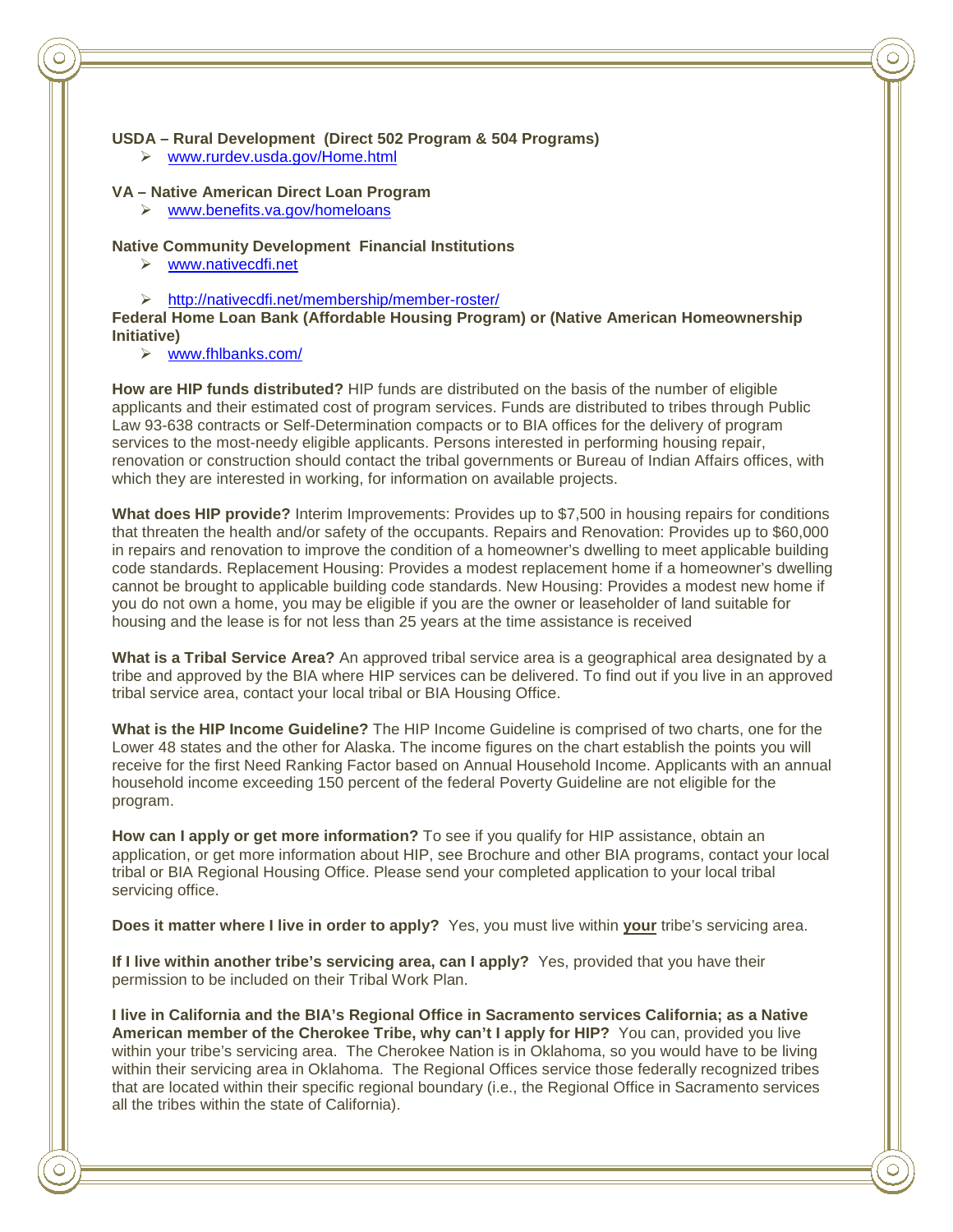**USDA – Rural Development (Direct 502 Program & 504 Programs)**

- www.rurdev.usda.gov/Home.html

**VA – Native American Direct Loan Program**

- www.benefits.va.gov/homeloans

**Native Community Development Financial Institutions**

- www.nativecdfi.net
- http://nativecdfi.net/membership/member-roster/

**Federal Home Loan Bank (Affordable Housing Program) or (Native American Homeownership Initiative)**

- www.fhlbanks.com/

**How are HIP funds distributed?** HIP funds are distributed on the basis of the number of eligible applicants and their estimated cost of program services. Funds are distributed to tribes through Public Law 93-638 contracts or Self-Determination compacts or to BIA offices for the delivery of program services to the most-needy eligible applicants. Persons interested in performing housing repair, renovation or construction should contact the tribal governments or Bureau of Indian Affairs offices, with which they are interested in working, for information on available projects.

**What does HIP provide?** Interim Improvements: Provides up to $7,500 in housing repairs for conditions that threaten the health and/or safety of the occupants. Repairs and Renovation: Provides up to $60,000 in repairs and renovation to improve the condition of a homeowner's dwelling to meet applicable building code standards. Replacement Housing: Provides a modest replacement home if a homeowner's dwelling cannot be brought to applicable building code standards. New Housing: Provides a modest new home if you do not own a home, you may be eligible if you are the owner or leaseholder of land suitable for housing and the lease is for not less than 25 years at the time assistance is received

**What is a Tribal Service Area?** An approved tribal service area is a geographical area designated by a tribe and approved by the BIA where HIP services can be delivered. To find out if you live in an approved tribal service area, contact your local tribal or BIA Housing Office.

**What is the HIP Income Guideline?** The HIP Income Guideline is comprised of two charts, one for the Lower 48 states and the other for Alaska. The income figures on the chart establish the points you will receive for the first Need Ranking Factor based on Annual Household Income. Applicants with an annual household income exceeding 150 percent of the federal Poverty Guideline are not eligible for the program.

**How can I apply or get more information?** To see if you qualify for HIP assistance, obtain an application, or get more information about HIP, see Brochure and other BIA programs, contact your local tribal or BIA Regional Housing Office. Please send your completed application to your local tribal servicing office.

**Does it matter where I live in order to apply?** Yes, you must live within **your** tribe's servicing area.

**If I live within another tribe's servicing area, can I apply?** Yes, provided that you have their permission to be included on their Tribal Work Plan.

**I live in California and the BIA's Regional Office in Sacramento services California; as a Native American member of the Cherokee Tribe, why can't I apply for HIP?** You can, provided you live within your tribe's servicing area. The Cherokee Nation is in Oklahoma, so you would have to be living within their servicing area in Oklahoma. The Regional Offices service those federally recognized tribes that are located within their specific regional boundary (i.e., the Regional Office in Sacramento services all the tribes within the state of California).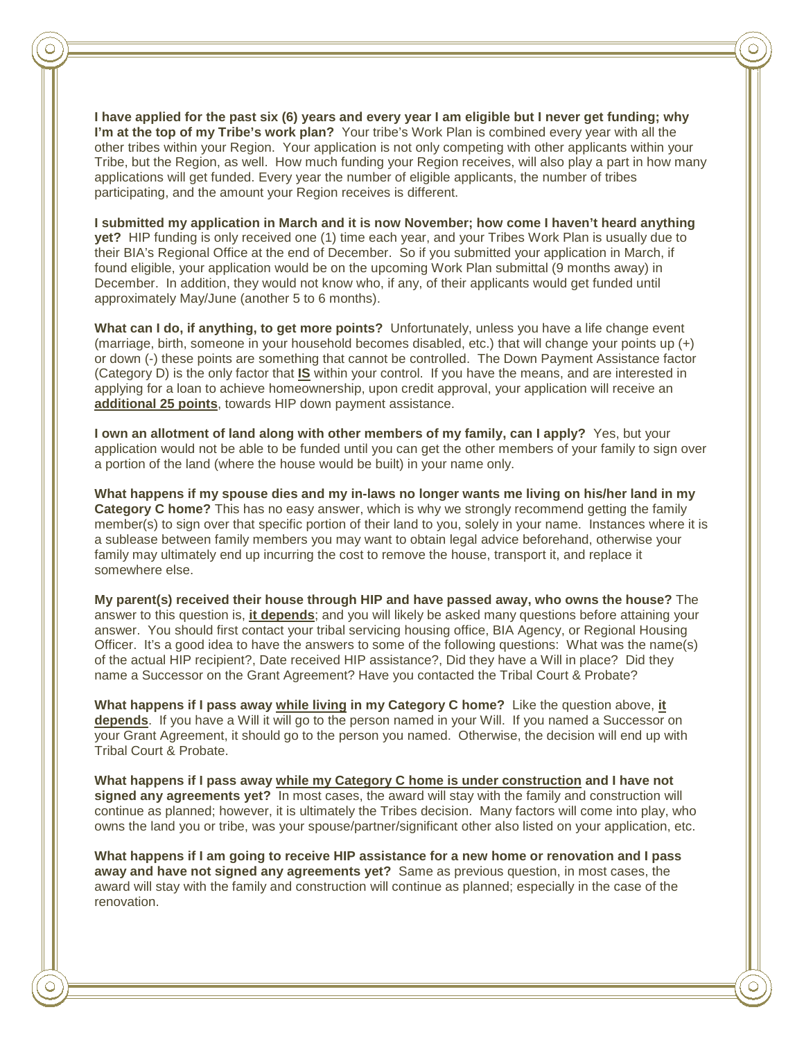**I have applied for the past six (6) years and every year I am eligible but I never get funding; why I'm at the top of my Tribe's work plan?** Your tribe's Work Plan is combined every year with all the other tribes within your Region. Your application is not only competing with other applicants within your Tribe, but the Region, as well. How much funding your Region receives, will also play a part in how many applications will get funded. Every year the number of eligible applicants, the number of tribes participating, and the amount your Region receives is different.

**I submitted my application in March and it is now November; how come I haven't heard anything yet?** HIP funding is only received one (1) time each year, and your Tribes Work Plan is usually due to their BIA's Regional Office at the end of December. So if you submitted your application in March, if found eligible, your application would be on the upcoming Work Plan submittal (9 months away) in December. In addition, they would not know who, if any, of their applicants would get funded until approximately May/June (another 5 to 6 months).

**What can I do, if anything, to get more points?** Unfortunately, unless you have a life change event (marriage, birth, someone in your household becomes disabled, etc.) that will change your points up (+) or down (-) these points are something that cannot be controlled. The Down Payment Assistance factor (Category D) is the only factor that **<u>IS</u>** within your control. If you have the means, and are interested in applying for a loan to achieve homeownership, upon credit approval, your application will receive an **<u>additional 25 points</u>**, towards HIP down payment assistance.

**I own an allotment of land along with other members of my family, can I apply?** Yes, but your application would not be able to be funded until you can get the other members of your family to sign over a portion of the land (where the house would be built) in your name only.

**What happens if my spouse dies and my in-laws no longer wants me living on his/her land in my Category C home?** This has no easy answer, which is why we strongly recommend getting the family member(s) to sign over that specific portion of their land to you, solely in your name. Instances where it is a sublease between family members you may want to obtain legal advice beforehand, otherwise your family may ultimately end up incurring the cost to remove the house, transport it, and replace it somewhere else.

**My parent(s) received their house through HIP and have passed away, who owns the house?** The answer to this question is, **<u>it depends</u>**; and you will likely be asked many questions before attaining your answer. You should first contact your tribal servicing housing office, BIA Agency, or Regional Housing Officer. It's a good idea to have the answers to some of the following questions: What was the name(s) of the actual HIP recipient?, Date received HIP assistance?, Did they have a Will in place? Did they name a Successor on the Grant Agreement? Have you contacted the Tribal Court & Probate?

**What happens if I pass away <u>while living</u> in my Category C home?** Like the question above, **<u>it depends</u>**. If you have a Will it will go to the person named in your Will. If you named a Successor on your Grant Agreement, it should go to the person you named. Otherwise, the decision will end up with Tribal Court & Probate.

**What happens if I pass away <u>while my Category C home is under construction</u> and I have not signed any agreements yet?** In most cases, the award will stay with the family and construction will continue as planned; however, it is ultimately the Tribes decision. Many factors will come into play, who owns the land you or tribe, was your spouse/partner/significant other also listed on your application, etc.

**What happens if I am going to receive HIP assistance for a new home or renovation and I pass away and have not signed any agreements yet?** Same as previous question, in most cases, the award will stay with the family and construction will continue as planned; especially in the case of the renovation.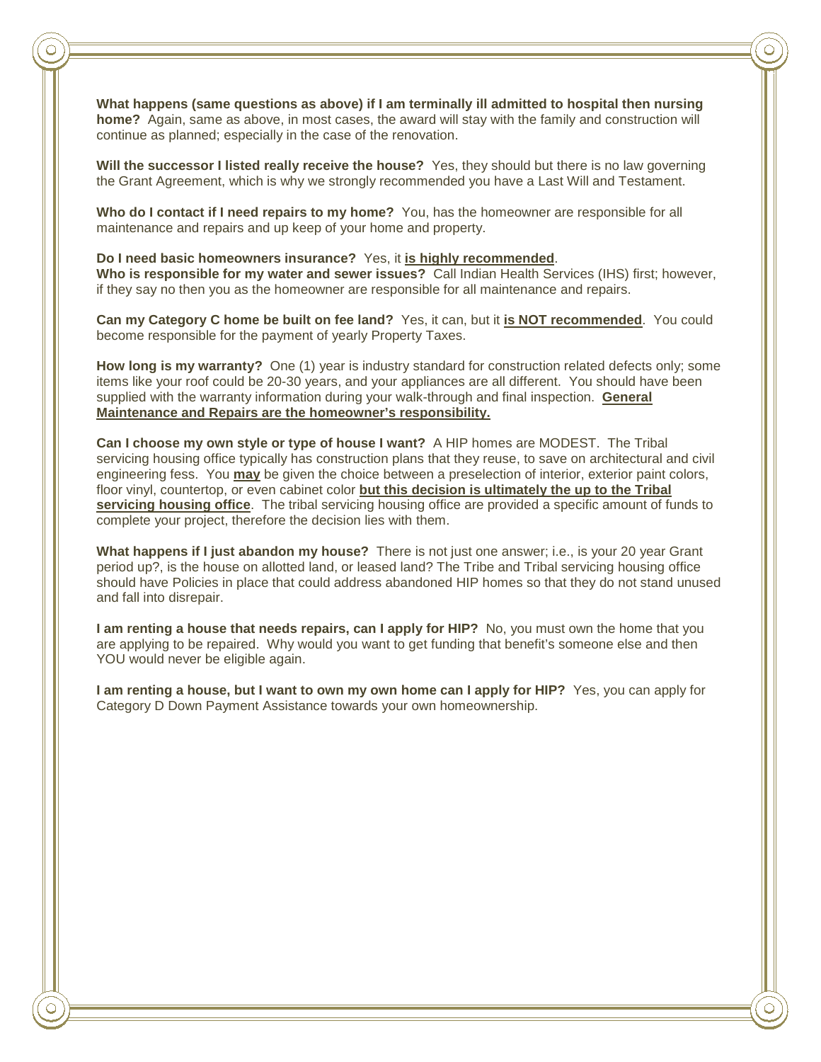**What happens (same questions as above) if I am terminally ill admitted to hospital then nursing home?** Again, same as above, in most cases, the award will stay with the family and construction will continue as planned; especially in the case of the renovation.

**Will the successor I listed really receive the house?** Yes, they should but there is no law governing the Grant Agreement, which is why we strongly recommended you have a Last Will and Testament.

**Who do I contact if I need repairs to my home?** You, has the homeowner are responsible for all maintenance and repairs and up keep of your home and property.

**Do I need basic homeowners insurance?** Yes, it **is highly recommended**.
**Who is responsible for my water and sewer issues?** Call Indian Health Services (IHS) first; however, if they say no then you as the homeowner are responsible for all maintenance and repairs.

**Can my Category C home be built on fee land?** Yes, it can, but it **is NOT recommended**. You could become responsible for the payment of yearly Property Taxes.

**How long is my warranty?** One (1) year is industry standard for construction related defects only; some items like your roof could be 20-30 years, and your appliances are all different. You should have been supplied with the warranty information during your walk-through and final inspection. **General Maintenance and Repairs are the homeowner's responsibility.**

**Can I choose my own style or type of house I want?** A HIP homes are MODEST. The Tribal servicing housing office typically has construction plans that they reuse, to save on architectural and civil engineering fess. You **may** be given the choice between a preselection of interior, exterior paint colors, floor vinyl, countertop, or even cabinet color **but this decision is ultimately the up to the Tribal servicing housing office**. The tribal servicing housing office are provided a specific amount of funds to complete your project, therefore the decision lies with them.

**What happens if I just abandon my house?** There is not just one answer; i.e., is your 20 year Grant period up?, is the house on allotted land, or leased land? The Tribe and Tribal servicing housing office should have Policies in place that could address abandoned HIP homes so that they do not stand unused and fall into disrepair.

**I am renting a house that needs repairs, can I apply for HIP?** No, you must own the home that you are applying to be repaired. Why would you want to get funding that benefit's someone else and then YOU would never be eligible again.

**I am renting a house, but I want to own my own home can I apply for HIP?** Yes, you can apply for Category D Down Payment Assistance towards your own homeownership.